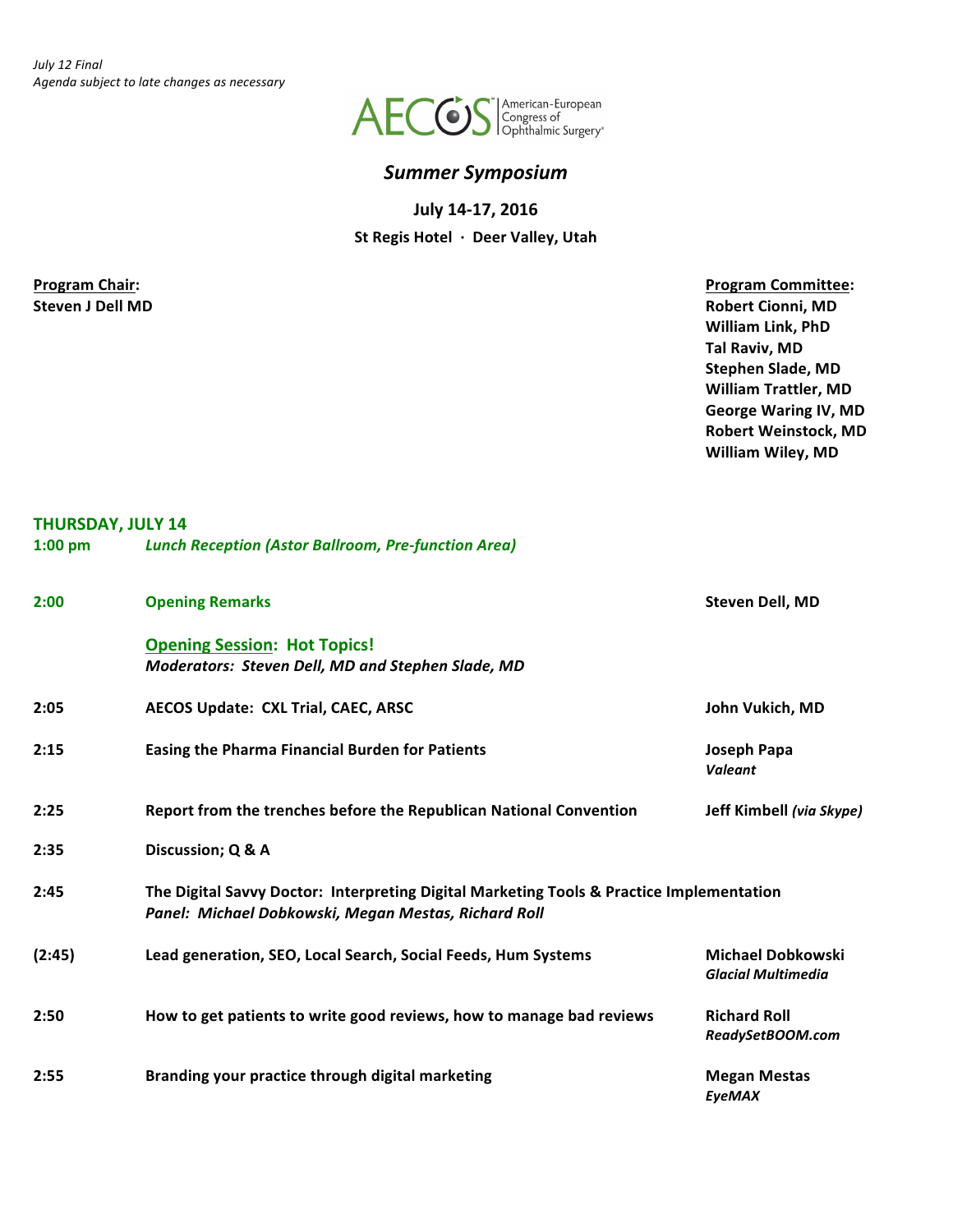*July 12 Final*
*Agenda subject to late changes as necessary*

AECOS | American-European Congress of Ophthalmic Surgery®

# *Summer Symposium*

**July 14-17, 2016**

**St Regis Hotel · Deer Valley, Utah**

**Program Chair:**
**Steven J Dell MD**

**Program Committee:**
**Robert Cionni, MD**
**William Link, PhD**
**Tal Raviv, MD**
**Stephen Slade, MD**
**William Trattler, MD**
**George Waring IV, MD**
**Robert Weinstock, MD**
**William Wiley, MD**

## THURSDAY, JULY 14

| Time | Session | Speaker |
|---|---|---|
| **1:00 pm** | ***Lunch Reception (Astor Ballroom, Pre-function Area)*** | |
| **2:00** | **Opening Remarks** | **Steven Dell, MD** |
| | **Opening Session: Hot Topics!** *Moderators: Steven Dell, MD and Stephen Slade, MD* | |
| **2:05** | **AECOS Update: CXL Trial, CAEC, ARSC** | **John Vukich, MD** |
| **2:15** | **Easing the Pharma Financial Burden for Patients** | **Joseph Papa** *Valeant* |
| **2:25** | **Report from the trenches before the Republican National Convention** | **Jeff Kimbell** *(via Skype)* |
| **2:35** | **Discussion; Q & A** | |
| **2:45** | **The Digital Savvy Doctor: Interpreting Digital Marketing Tools & Practice Implementation** *Panel: Michael Dobkowski, Megan Mestas, Richard Roll* | |
| **(2:45)** | **Lead generation, SEO, Local Search, Social Feeds, Hum Systems** | **Michael Dobkowski** *Glacial Multimedia* |
| **2:50** | **How to get patients to write good reviews, how to manage bad reviews** | **Richard Roll** *ReadySetBOOM.com* |
| **2:55** | **Branding your practice through digital marketing** | **Megan Mestas** *EyeMAX* |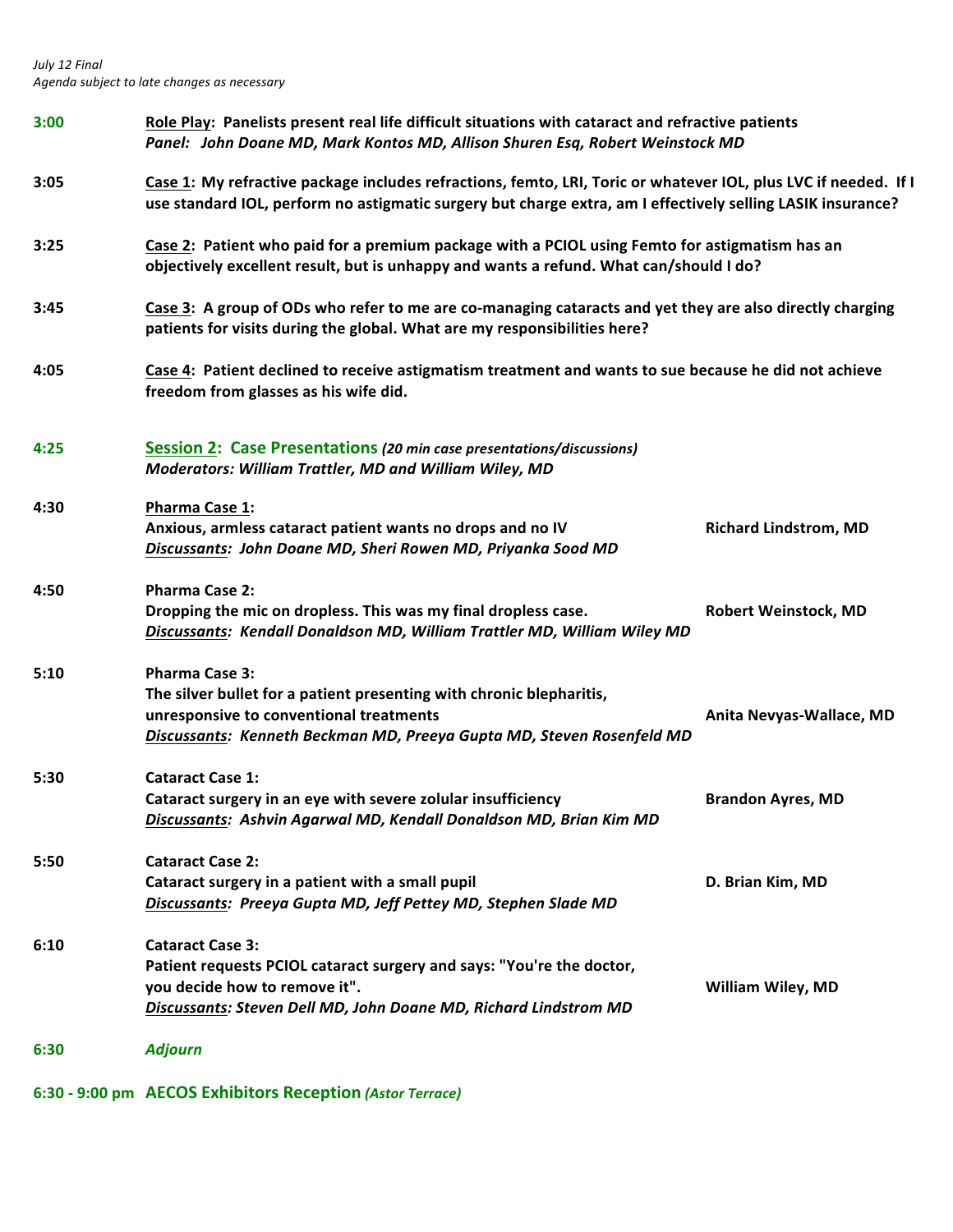*July 12 Final*
*Agenda subject to late changes as necessary*

**3:00** **Role Play: Panelists present real life difficult situations with cataract and refractive patients**
***Panel: John Doane MD, Mark Kontos MD, Allison Shuren Esq, Robert Weinstock MD***

**3:05** **Case 1: My refractive package includes refractions, femto, LRI, Toric or whatever IOL, plus LVC if needed. If I use standard IOL, perform no astigmatic surgery but charge extra, am I effectively selling LASIK insurance?**

**3:25** **Case 2: Patient who paid for a premium package with a PCIOL using Femto for astigmatism has an objectively excellent result, but is unhappy and wants a refund. What can/should I do?**

**3:45** **Case 3: A group of ODs who refer to me are co-managing cataracts and yet they are also directly charging patients for visits during the global. What are my responsibilities here?**

**4:05** **Case 4: Patient declined to receive astigmatism treatment and wants to sue because he did not achieve freedom from glasses as his wife did.**

**4:25** **Session 2: Case Presentations** ***(20 min case presentations/discussions)***
***Moderators: William Trattler, MD and William Wiley, MD***

**4:30** **Pharma Case 1:**
**Anxious, armless cataract patient wants no drops and no IV** — **Richard Lindstrom, MD**
***Discussants: John Doane MD, Sheri Rowen MD, Priyanka Sood MD***

**4:50** **Pharma Case 2:**
**Dropping the mic on dropless. This was my final dropless case.** — **Robert Weinstock, MD**
***Discussants: Kendall Donaldson MD, William Trattler MD, William Wiley MD***

**5:10** **Pharma Case 3:**
**The silver bullet for a patient presenting with chronic blepharitis, unresponsive to conventional treatments** — **Anita Nevyas-Wallace, MD**
***Discussants: Kenneth Beckman MD, Preeya Gupta MD, Steven Rosenfeld MD***

**5:30** **Cataract Case 1:**
**Cataract surgery in an eye with severe zolular insufficiency** — **Brandon Ayres, MD**
***Discussants: Ashvin Agarwal MD, Kendall Donaldson MD, Brian Kim MD***

**5:50** **Cataract Case 2:**
**Cataract surgery in a patient with a small pupil** — **D. Brian Kim, MD**
***Discussants: Preeya Gupta MD, Jeff Pettey MD, Stephen Slade MD***

**6:10** **Cataract Case 3:**
**Patient requests PCIOL cataract surgery and says: "You're the doctor, you decide how to remove it".** — **William Wiley, MD**
***Discussants: Steven Dell MD, John Doane MD, Richard Lindstrom MD***

**6:30** ***Adjourn***

**6:30 - 9:00 pm AECOS Exhibitors Reception** ***(Astor Terrace)***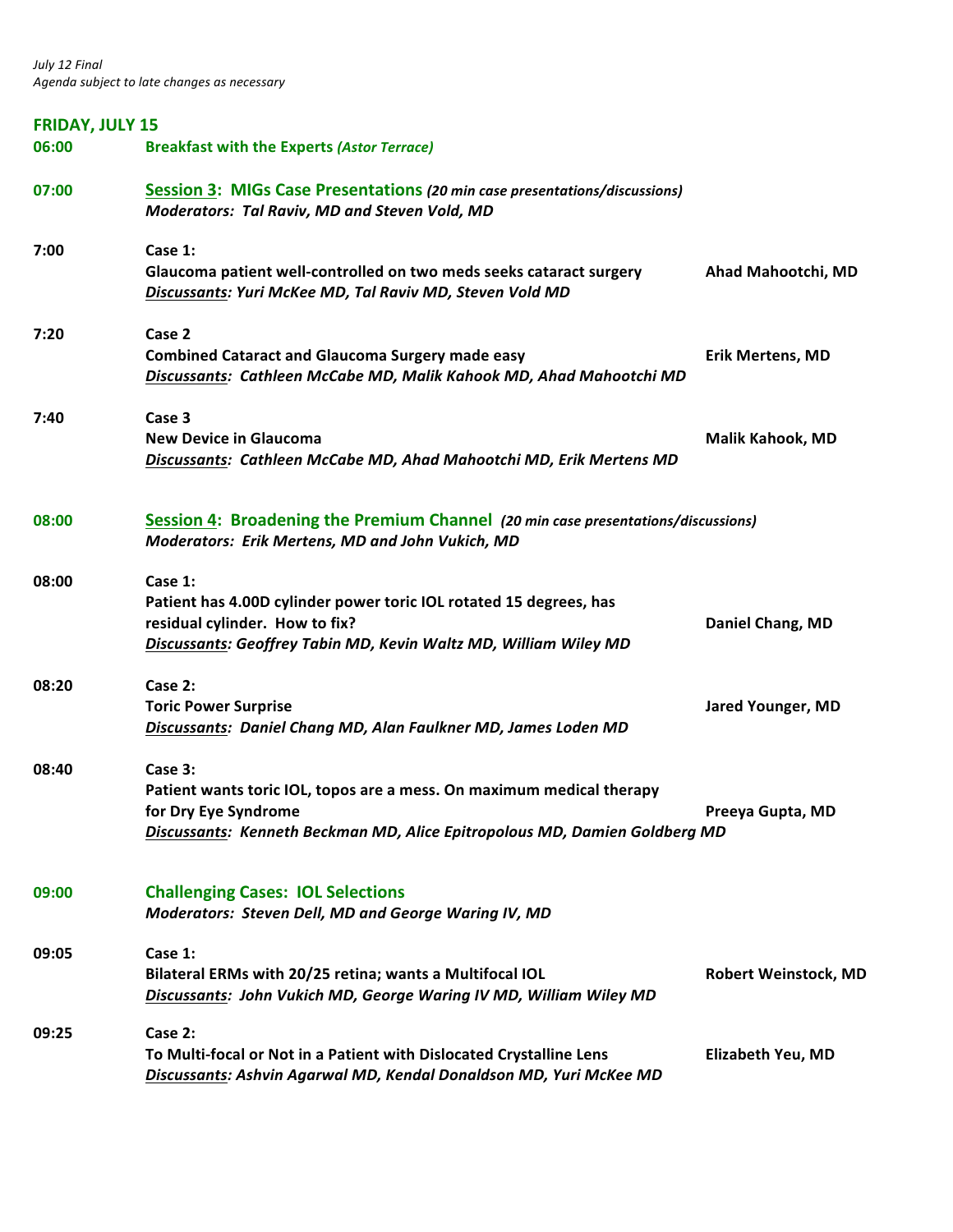*July 12 Final*
*Agenda subject to late changes as necessary*

## FRIDAY, JULY 15

**06:00** **Breakfast with the Experts *(Astor Terrace)***

**07:00** **Session 3: MIGs Case Presentations** ***(20 min case presentations/discussions)***
***Moderators: Tal Raviv, MD and Steven Vold, MD***

**7:00** **Case 1:**
**Glaucoma patient well-controlled on two meds seeks cataract surgery** — **Ahad Mahootchi, MD**
***Discussants: Yuri McKee MD, Tal Raviv MD, Steven Vold MD***

**7:20** **Case 2**
**Combined Cataract and Glaucoma Surgery made easy** — **Erik Mertens, MD**
***Discussants: Cathleen McCabe MD, Malik Kahook MD, Ahad Mahootchi MD***

**7:40** **Case 3**
**New Device in Glaucoma** — **Malik Kahook, MD**
***Discussants: Cathleen McCabe MD, Ahad Mahootchi MD, Erik Mertens MD***

**08:00** **Session 4: Broadening the Premium Channel** ***(20 min case presentations/discussions)***
***Moderators: Erik Mertens, MD and John Vukich, MD***

**08:00** **Case 1:**
**Patient has 4.00D cylinder power toric IOL rotated 15 degrees, has residual cylinder. How to fix?** — **Daniel Chang, MD**
***Discussants: Geoffrey Tabin MD, Kevin Waltz MD, William Wiley MD***

**08:20** **Case 2:**
**Toric Power Surprise** — **Jared Younger, MD**
***Discussants: Daniel Chang MD, Alan Faulkner MD, James Loden MD***

**08:40** **Case 3:**
**Patient wants toric IOL, topos are a mess. On maximum medical therapy for Dry Eye Syndrome** — **Preeya Gupta, MD**
***Discussants: Kenneth Beckman MD, Alice Epitropolous MD, Damien Goldberg MD***

**09:00** **Challenging Cases: IOL Selections**
***Moderators: Steven Dell, MD and George Waring IV, MD***

**09:05** **Case 1:**
**Bilateral ERMs with 20/25 retina; wants a Multifocal IOL** — **Robert Weinstock, MD**
***Discussants: John Vukich MD, George Waring IV MD, William Wiley MD***

**09:25** **Case 2:**
**To Multi-focal or Not in a Patient with Dislocated Crystalline Lens** — **Elizabeth Yeu, MD**
***Discussants: Ashvin Agarwal MD, Kendal Donaldson MD, Yuri McKee MD***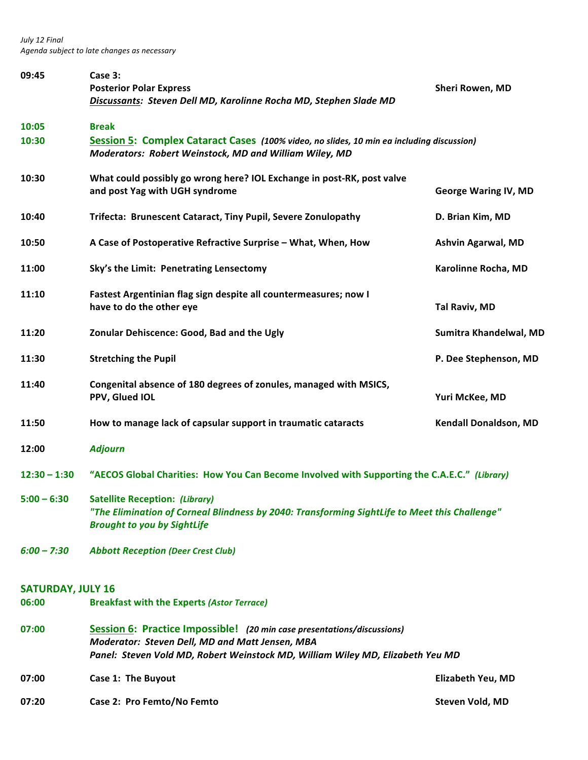*July 12 Final*
*Agenda subject to late changes as necessary*

| | | |
|---|---|---|
| **09:45** | **Case 3:** **Posterior Polar Express** ***Discussants**: Steven Dell MD, Karolinne Rocha MD, Stephen Slade MD* | **Sheri Rowen, MD** |
| **10:05** | **Break** | |
| **10:30** | **Session 5: Complex Cataract Cases** ***(100% video, no slides, 10 min ea including discussion)*** ***Moderators: Robert Weinstock, MD and William Wiley, MD*** | |
| **10:30** | **What could possibly go wrong here? IOL Exchange in post-RK, post valve and post Yag with UGH syndrome** | **George Waring IV, MD** |
| **10:40** | **Trifecta: Brunescent Cataract, Tiny Pupil, Severe Zonulopathy** | **D. Brian Kim, MD** |
| **10:50** | **A Case of Postoperative Refractive Surprise – What, When, How** | **Ashvin Agarwal, MD** |
| **11:00** | **Sky's the Limit: Penetrating Lensectomy** | **Karolinne Rocha, MD** |
| **11:10** | **Fastest Argentinian flag sign despite all countermeasures; now I have to do the other eye** | **Tal Raviv, MD** |
| **11:20** | **Zonular Dehiscence: Good, Bad and the Ugly** | **Sumitra Khandelwal, MD** |
| **11:30** | **Stretching the Pupil** | **P. Dee Stephenson, MD** |
| **11:40** | **Congenital absence of 180 degrees of zonules, managed with MSICS, PPV, Glued IOL** | **Yuri McKee, MD** |
| **11:50** | **How to manage lack of capsular support in traumatic cataracts** | **Kendall Donaldson, MD** |
| **12:00** | ***Adjourn*** | |
| **12:30 – 1:30** | **"AECOS Global Charities: How You Can Become Involved with Supporting the C.A.E.C."** ***(Library)*** | |
| **5:00 – 6:30** | **Satellite Reception: *(Library)*** ***"The Elimination of Corneal Blindness by 2040: Transforming SightLife to Meet this Challenge"*** ***Brought to you by SightLife*** | |
| ***6:00 – 7:30*** | ***Abbott Reception (Deer Crest Club)*** | |

## SATURDAY, JULY 16

| | | |
|---|---|---|
| **06:00** | **Breakfast with the Experts *(Astor Terrace)*** | |
| **07:00** | **Session 6: Practice Impossible!** ***(20 min case presentations/discussions)*** ***Moderator: Steven Dell, MD and Matt Jensen, MBA*** ***Panel: Steven Vold MD, Robert Weinstock MD, William Wiley MD, Elizabeth Yeu MD*** | |
| **07:00** | **Case 1: The Buyout** | **Elizabeth Yeu, MD** |
| **07:20** | **Case 2: Pro Femto/No Femto** | **Steven Vold, MD** |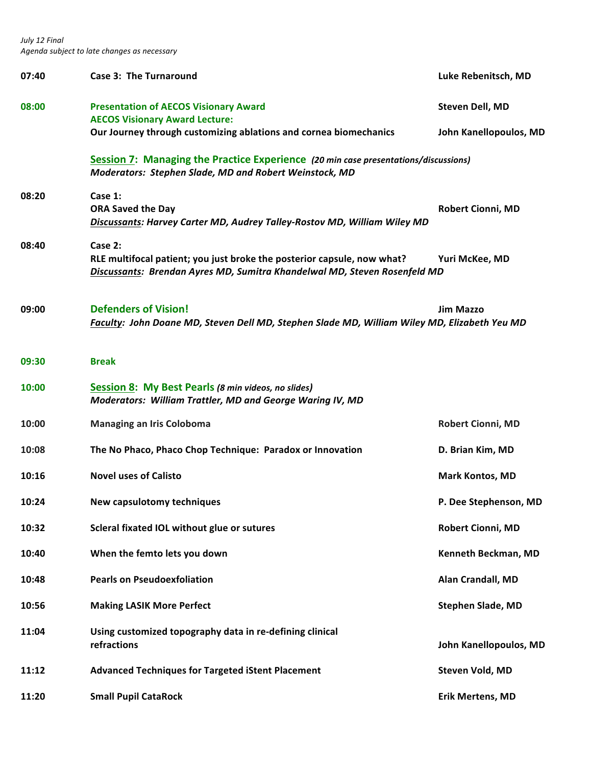*July 12 Final*
*Agenda subject to late changes as necessary*

| | | |
|---|---|---|
| **07:40** | **Case 3: The Turnaround** | **Luke Rebenitsch, MD** |
| **08:00** | **Presentation of AECOS Visionary Award** | **Steven Dell, MD** |
| | **AECOS Visionary Award Lecture:** | |
| | **Our Journey through customizing ablations and cornea biomechanics** | **John Kanellopoulos, MD** |

## Session 7: Managing the Practice Experience *(20 min case presentations/discussions)*

***Moderators: Stephen Slade, MD and Robert Weinstock, MD***

| | | |
|---|---|---|
| **08:20** | **Case 1:** | |
| | **ORA Saved the Day** | **Robert Cionni, MD** |
| | ***Discussants: Harvey Carter MD, Audrey Talley-Rostov MD, William Wiley MD*** | |
| **08:40** | **Case 2:** | |
| | **RLE multifocal patient; you just broke the posterior capsule, now what?** | **Yuri McKee, MD** |
| | ***Discussants: Brendan Ayres MD, Sumitra Khandelwal MD, Steven Rosenfeld MD*** | |
| **09:00** | **Defenders of Vision!** | **Jim Mazzo** |
| | ***Faculty: John Doane MD, Steven Dell MD, Stephen Slade MD, William Wiley MD, Elizabeth Yeu MD*** | |
| **09:30** | **Break** | |

## 10:00 Session 8: My Best Pearls *(8 min videos, no slides)*

***Moderators: William Trattler, MD and George Waring IV, MD***

| | | |
|---|---|---|
| **10:00** | **Managing an Iris Coloboma** | **Robert Cionni, MD** |
| **10:08** | **The No Phaco, Phaco Chop Technique: Paradox or Innovation** | **D. Brian Kim, MD** |
| **10:16** | **Novel uses of Calisto** | **Mark Kontos, MD** |
| **10:24** | **New capsulotomy techniques** | **P. Dee Stephenson, MD** |
| **10:32** | **Scleral fixated IOL without glue or sutures** | **Robert Cionni, MD** |
| **10:40** | **When the femto lets you down** | **Kenneth Beckman, MD** |
| **10:48** | **Pearls on Pseudoexfoliation** | **Alan Crandall, MD** |
| **10:56** | **Making LASIK More Perfect** | **Stephen Slade, MD** |
| **11:04** | **Using customized topography data in re-defining clinical refractions** | **John Kanellopoulos, MD** |
| **11:12** | **Advanced Techniques for Targeted iStent Placement** | **Steven Vold, MD** |
| **11:20** | **Small Pupil CataRock** | **Erik Mertens, MD** |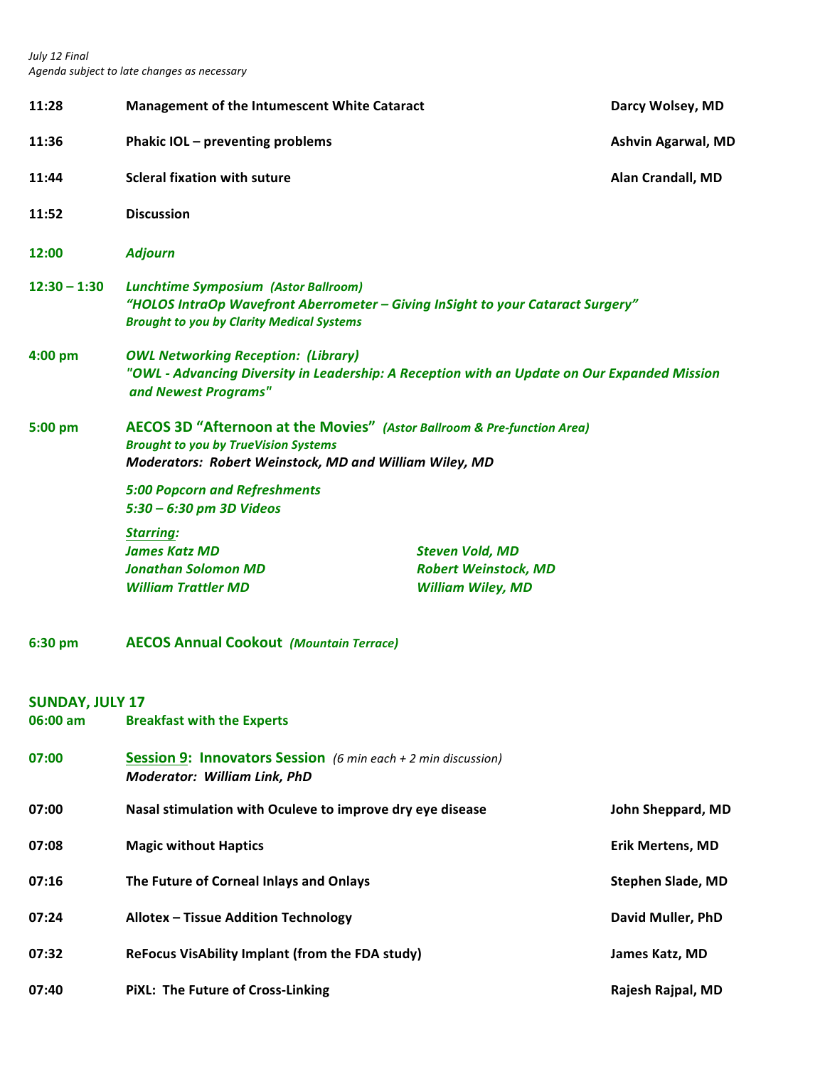*July 12 Final*
*Agenda subject to late changes as necessary*

| | | |
|---|---|---|
| **11:28** | **Management of the Intumescent White Cataract** | **Darcy Wolsey, MD** |
| **11:36** | **Phakic IOL – preventing problems** | **Ashvin Agarwal, MD** |
| **11:44** | **Scleral fixation with suture** | **Alan Crandall, MD** |
| **11:52** | **Discussion** | |
| **12:00** | ***Adjourn*** | |

**12:30 – 1:30** ***Lunchtime Symposium (Astor Ballroom)***
***"HOLOS IntraOp Wavefront Aberrometer – Giving InSight to your Cataract Surgery"***
***Brought to you by Clarity Medical Systems***

**4:00 pm** ***OWL Networking Reception: (Library)***
***"OWL - Advancing Diversity in Leadership: A Reception with an Update on Our Expanded Mission and Newest Programs"***

**5:00 pm** **AECOS 3D "Afternoon at the Movies"** ***(Astor Ballroom & Pre-function Area)***
***Brought to you by TrueVision Systems***
***Moderators: Robert Weinstock, MD and William Wiley, MD***

***5:00 Popcorn and Refreshments***
***5:30 – 6:30 pm 3D Videos***

***Starring:***
***James Katz MD***
***Jonathan Solomon MD***
***William Trattler MD***
***Steven Vold, MD***
***Robert Weinstock, MD***
***William Wiley, MD***

**6:30 pm** **AECOS Annual Cookout** ***(Mountain Terrace)***

## SUNDAY, JULY 17

**06:00 am** **Breakfast with the Experts**

**07:00** **Session 9: Innovators Session** *(6 min each + 2 min discussion)*
***Moderator: William Link, PhD***

| | | |
|---|---|---|
| **07:00** | **Nasal stimulation with Oculeve to improve dry eye disease** | **John Sheppard, MD** |
| **07:08** | **Magic without Haptics** | **Erik Mertens, MD** |
| **07:16** | **The Future of Corneal Inlays and Onlays** | **Stephen Slade, MD** |
| **07:24** | **Allotex – Tissue Addition Technology** | **David Muller, PhD** |
| **07:32** | **ReFocus VisAbility Implant (from the FDA study)** | **James Katz, MD** |
| **07:40** | **PiXL: The Future of Cross-Linking** | **Rajesh Rajpal, MD** |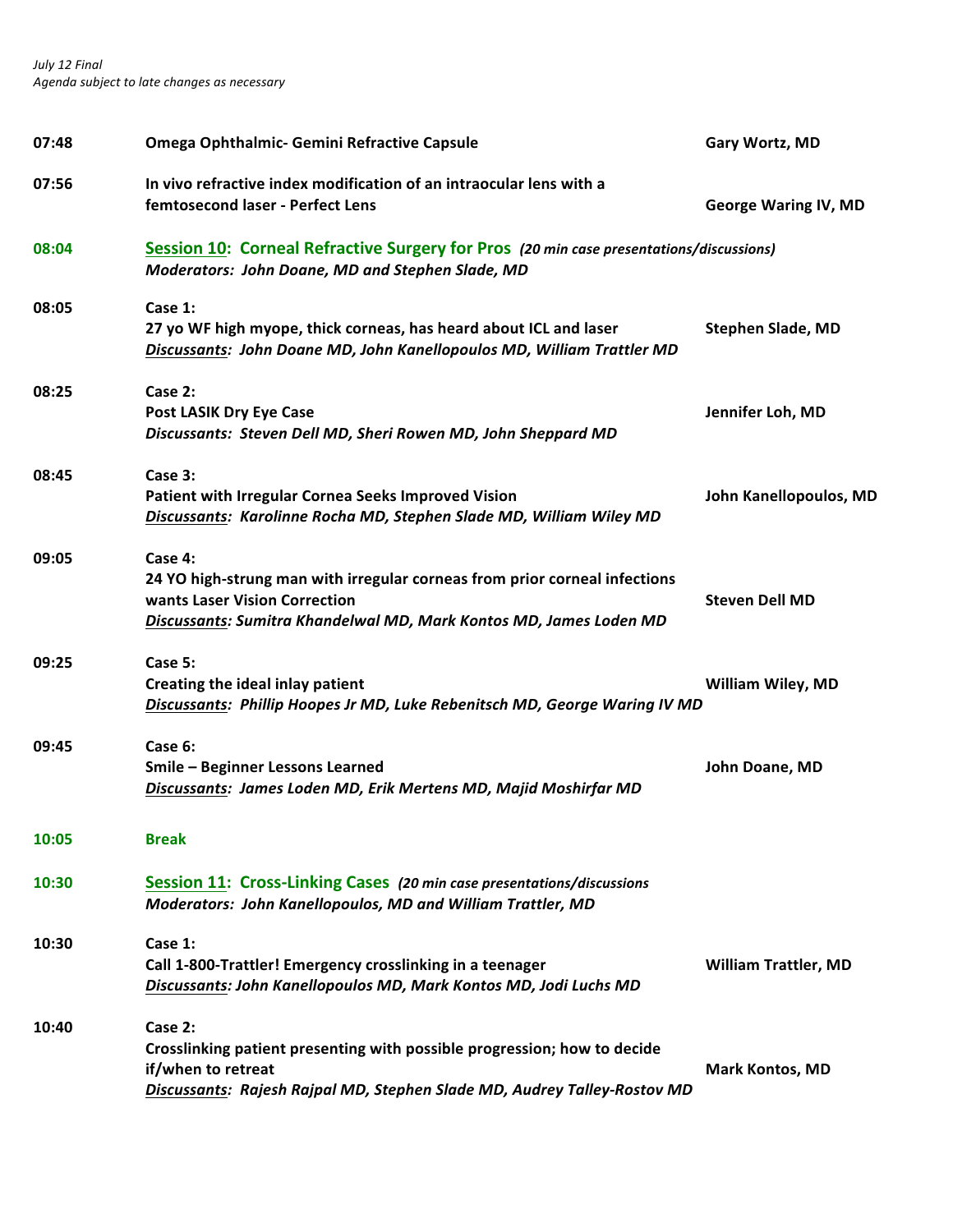*July 12 Final*
*Agenda subject to late changes as necessary*

| Time | Topic | Presenter |
|---|---|---|
| **07:48** | **Omega Ophthalmic- Gemini Refractive Capsule** | **Gary Wortz, MD** |
| **07:56** | **In vivo refractive index modification of an intraocular lens with a femtosecond laser - Perfect Lens** | **George Waring IV, MD** |
| **08:04** | **Session 10: Corneal Refractive Surgery for Pros** ***(20 min case presentations/discussions)*** <br> ***Moderators: John Doane, MD and Stephen Slade, MD*** | |
| **08:05** | **Case 1:** <br> **27 yo WF high myope, thick corneas, has heard about ICL and laser** <br> ***Discussants: John Doane MD, John Kanellopoulos MD, William Trattler MD*** | **Stephen Slade, MD** |
| **08:25** | **Case 2:** <br> **Post LASIK Dry Eye Case** <br> ***Discussants: Steven Dell MD, Sheri Rowen MD, John Sheppard MD*** | **Jennifer Loh, MD** |
| **08:45** | **Case 3:** <br> **Patient with Irregular Cornea Seeks Improved Vision** <br> ***Discussants: Karolinne Rocha MD, Stephen Slade MD, William Wiley MD*** | **John Kanellopoulos, MD** |
| **09:05** | **Case 4:** <br> **24 YO high-strung man with irregular corneas from prior corneal infections wants Laser Vision Correction** <br> ***Discussants: Sumitra Khandelwal MD, Mark Kontos MD, James Loden MD*** | **Steven Dell MD** |
| **09:25** | **Case 5:** <br> **Creating the ideal inlay patient** <br> ***Discussants: Phillip Hoopes Jr MD, Luke Rebenitsch MD, George Waring IV MD*** | **William Wiley, MD** |
| **09:45** | **Case 6:** <br> **Smile – Beginner Lessons Learned** <br> ***Discussants: James Loden MD, Erik Mertens MD, Majid Moshirfar MD*** | **John Doane, MD** |
| **10:05** | **Break** | |
| **10:30** | **Session 11: Cross-Linking Cases** ***(20 min case presentations/discussions*** <br> ***Moderators: John Kanellopoulos, MD and William Trattler, MD*** | |
| **10:30** | **Case 1:** <br> **Call 1-800-Trattler! Emergency crosslinking in a teenager** <br> ***Discussants: John Kanellopoulos MD, Mark Kontos MD, Jodi Luchs MD*** | **William Trattler, MD** |
| **10:40** | **Case 2:** <br> **Crosslinking patient presenting with possible progression; how to decide if/when to retreat** <br> ***Discussants: Rajesh Rajpal MD, Stephen Slade MD, Audrey Talley-Rostov MD*** | **Mark Kontos, MD** |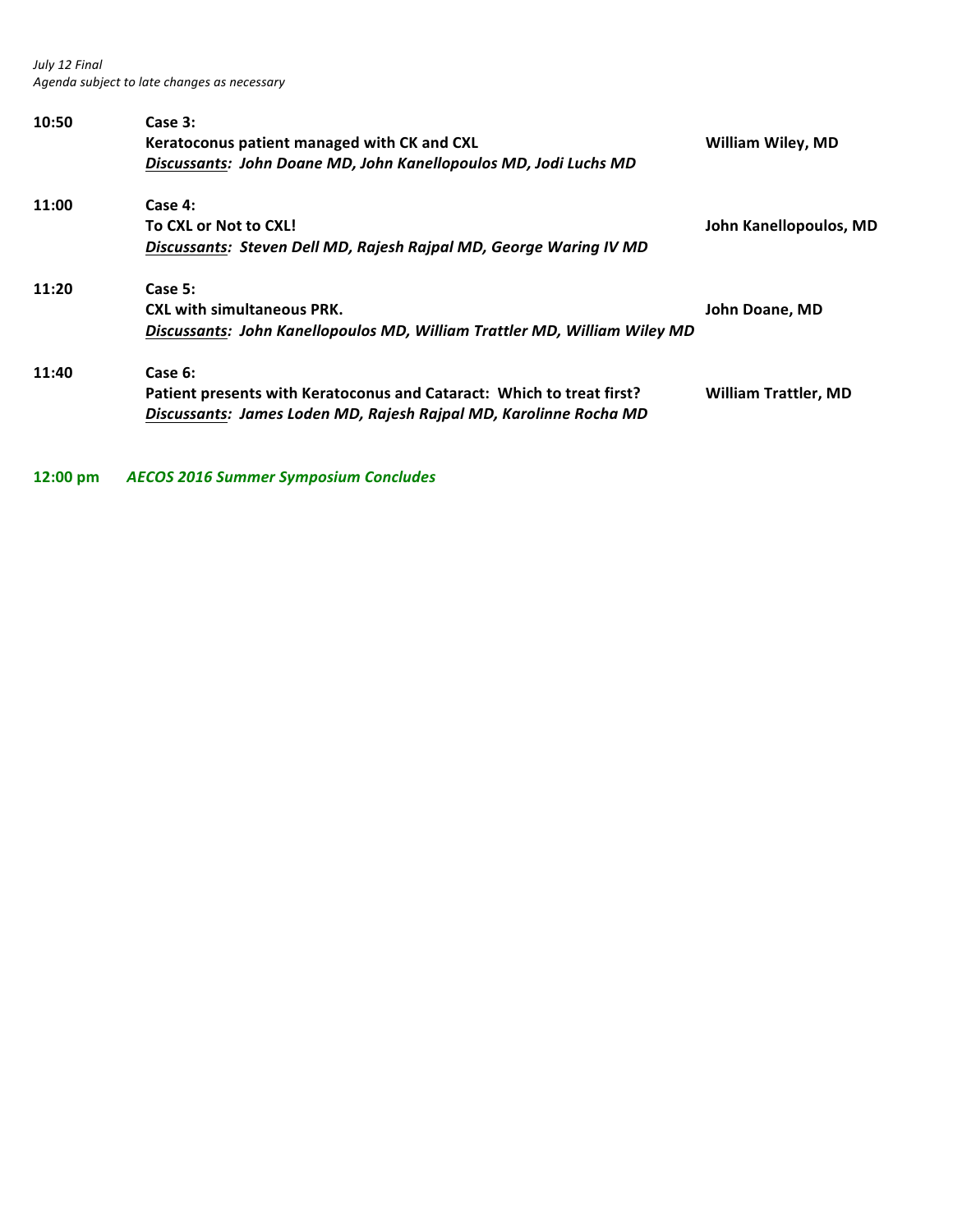*July 12 Final*
*Agenda subject to late changes as necessary*

| | | |
|---|---|---|
| **10:50** | **Case 3:**<br>**Keratoconus patient managed with CK and CXL**<br>***Discussants:* *John Doane MD, John Kanellopoulos MD, Jodi Luchs MD*** | **William Wiley, MD** |
| **11:00** | **Case 4:**<br>**To CXL or Not to CXL!**<br>***Discussants:* *Steven Dell MD, Rajesh Rajpal MD, George Waring IV MD*** | **John Kanellopoulos, MD** |
| **11:20** | **Case 5:**<br>**CXL with simultaneous PRK.**<br>***Discussants:* *John Kanellopoulos MD, William Trattler MD, William Wiley MD*** | **John Doane, MD** |
| **11:40** | **Case 6:**<br>**Patient presents with Keratoconus and Cataract: Which to treat first?**<br>***Discussants:* *James Loden MD, Rajesh Rajpal MD, Karolinne Rocha MD*** | **William Trattler, MD** |

**12:00 pm** ***AECOS 2016 Summer Symposium Concludes***